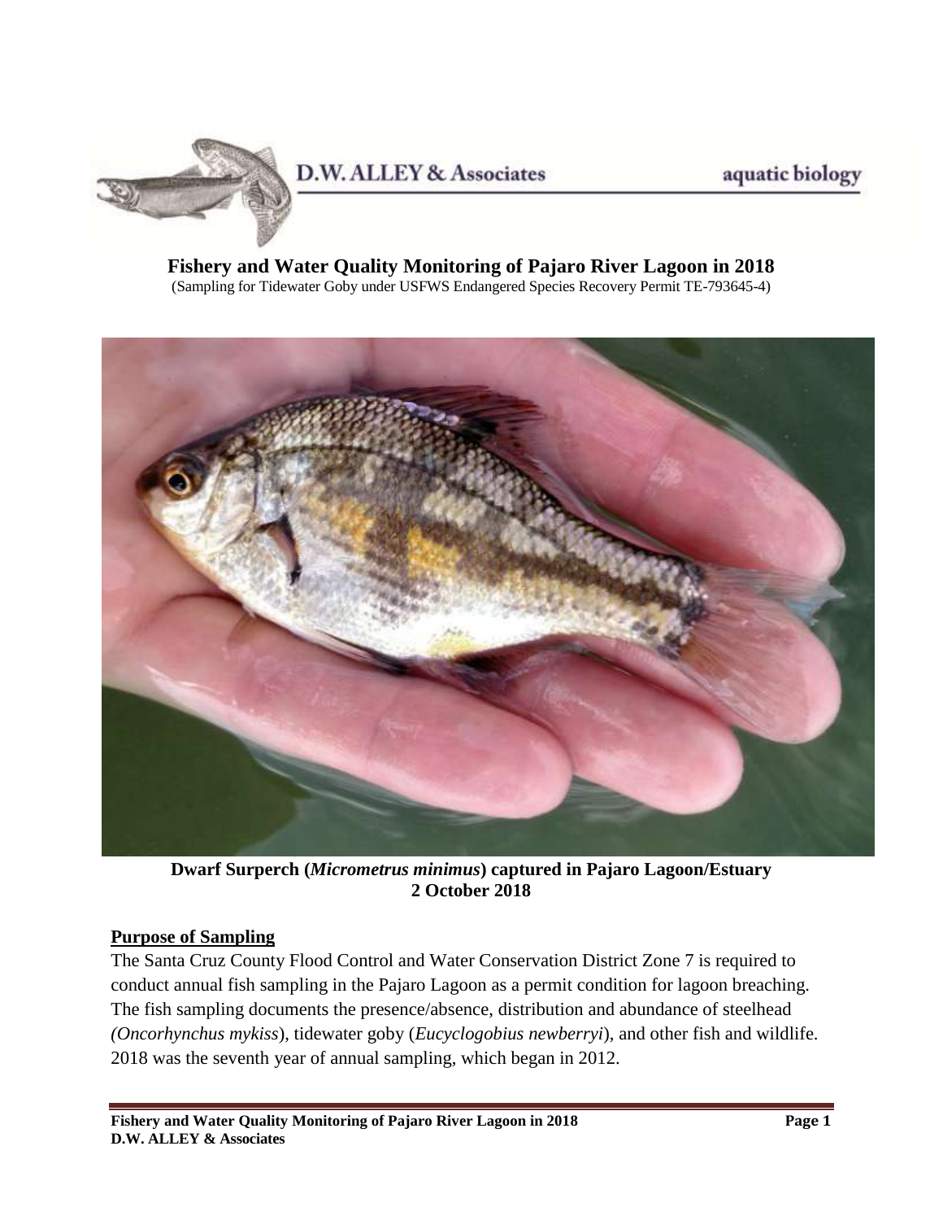D.W. ALLEY & Associates

aquatic biology

# Fishery and Water Quality Monitoring of Pajaro River Lagoon in 2018

(Sampling for Tidewater Goby under USFWS Endangered Species Recovery Permit TE-793645-4)

**Dwarf Surperch (*Micrometrus minimus*) captured in Pajaro Lagoon/Estuary 2 October 2018**

## Purpose of Sampling

The Santa Cruz County Flood Control and Water Conservation District Zone 7 is required to conduct annual fish sampling in the Pajaro Lagoon as a permit condition for lagoon breaching. The fish sampling documents the presence/absence, distribution and abundance of steelhead *(Oncorhynchus mykiss*), tidewater goby (*Eucyclogobius newberryi*), and other fish and wildlife. 2018 was the seventh year of annual sampling, which began in 2012.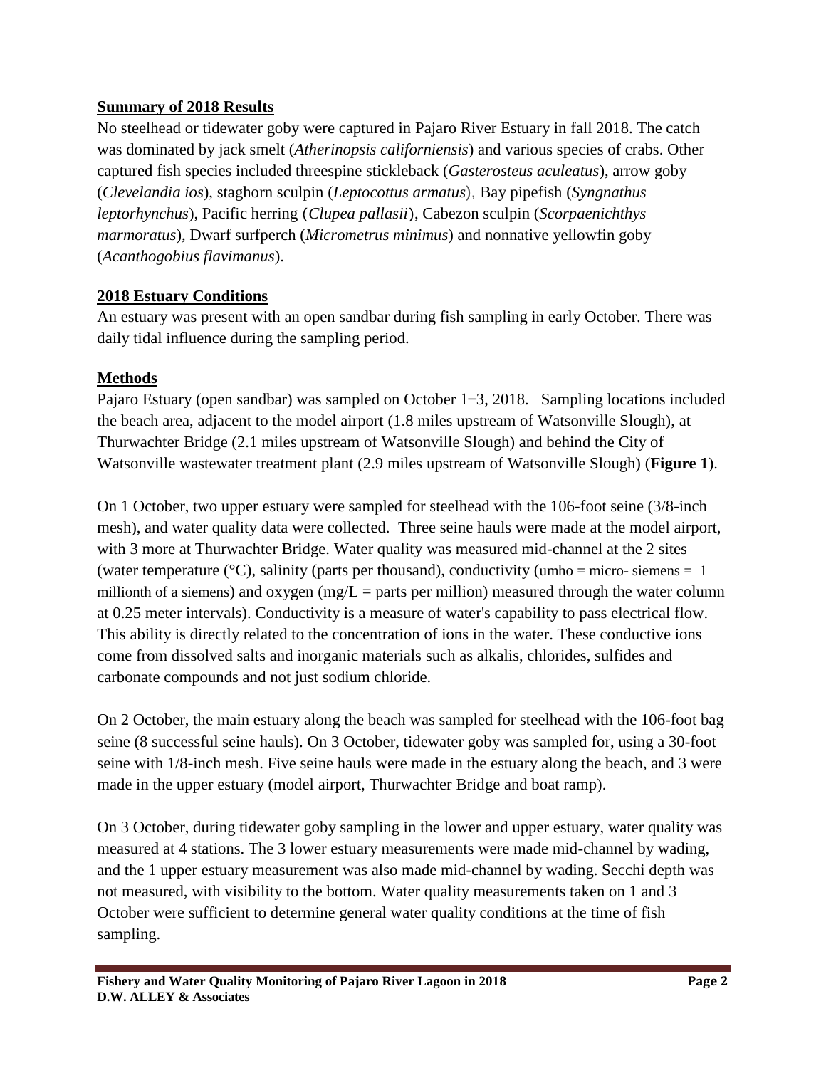## Summary of 2018 Results

No steelhead or tidewater goby were captured in Pajaro River Estuary in fall 2018. The catch was dominated by jack smelt (*Atherinopsis californiensis*) and various species of crabs. Other captured fish species included threespine stickleback (*Gasterosteus aculeatus*), arrow goby (*Clevelandia ios*), staghorn sculpin (*Leptocottus armatus*), Bay pipefish (*Syngnathus leptorhynchus*), Pacific herring (*Clupea pallasii*), Cabezon sculpin (*Scorpaenichthys marmoratus*), Dwarf surfperch (*Micrometrus minimus*) and nonnative yellowfin goby (*Acanthogobius flavimanus*).

## 2018 Estuary Conditions

An estuary was present with an open sandbar during fish sampling in early October. There was daily tidal influence during the sampling period.

## Methods

Pajaro Estuary (open sandbar) was sampled on October 1‒3, 2018. Sampling locations included the beach area, adjacent to the model airport (1.8 miles upstream of Watsonville Slough), at Thurwachter Bridge (2.1 miles upstream of Watsonville Slough) and behind the City of Watsonville wastewater treatment plant (2.9 miles upstream of Watsonville Slough) (**Figure 1**).

On 1 October, two upper estuary were sampled for steelhead with the 106-foot seine (3/8-inch mesh), and water quality data were collected. Three seine hauls were made at the model airport, with 3 more at Thurwachter Bridge. Water quality was measured mid-channel at the 2 sites (water temperature (°C), salinity (parts per thousand), conductivity (umho = micro- siemens = 1 millionth of a siemens) and oxygen (mg/L = parts per million) measured through the water column at 0.25 meter intervals). Conductivity is a measure of water's capability to pass electrical flow. This ability is directly related to the concentration of ions in the water. These conductive ions come from dissolved salts and inorganic materials such as alkalis, chlorides, sulfides and carbonate compounds and not just sodium chloride.

On 2 October, the main estuary along the beach was sampled for steelhead with the 106-foot bag seine (8 successful seine hauls). On 3 October, tidewater goby was sampled for, using a 30-foot seine with 1/8-inch mesh. Five seine hauls were made in the estuary along the beach, and 3 were made in the upper estuary (model airport, Thurwachter Bridge and boat ramp).

On 3 October, during tidewater goby sampling in the lower and upper estuary, water quality was measured at 4 stations. The 3 lower estuary measurements were made mid-channel by wading, and the 1 upper estuary measurement was also made mid-channel by wading. Secchi depth was not measured, with visibility to the bottom. Water quality measurements taken on 1 and 3 October were sufficient to determine general water quality conditions at the time of fish sampling.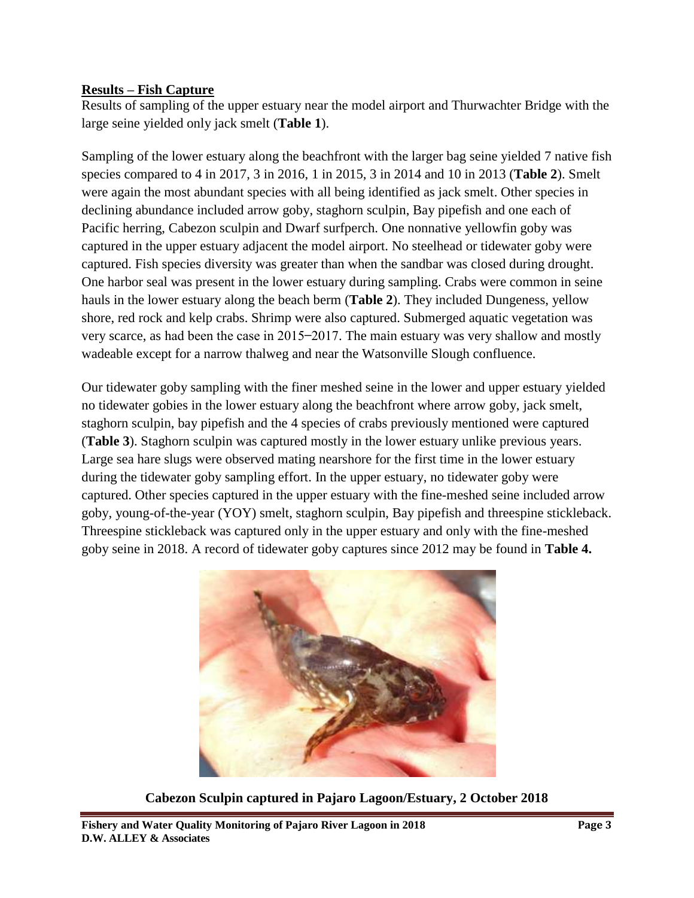## **Results – Fish Capture**

Results of sampling of the upper estuary near the model airport and Thurwachter Bridge with the large seine yielded only jack smelt (**Table 1**).

Sampling of the lower estuary along the beachfront with the larger bag seine yielded 7 native fish species compared to 4 in 2017, 3 in 2016, 1 in 2015, 3 in 2014 and 10 in 2013 (**Table 2**). Smelt were again the most abundant species with all being identified as jack smelt. Other species in declining abundance included arrow goby, staghorn sculpin, Bay pipefish and one each of Pacific herring, Cabezon sculpin and Dwarf surfperch. One nonnative yellowfin goby was captured in the upper estuary adjacent the model airport. No steelhead or tidewater goby were captured. Fish species diversity was greater than when the sandbar was closed during drought. One harbor seal was present in the lower estuary during sampling. Crabs were common in seine hauls in the lower estuary along the beach berm (**Table 2**). They included Dungeness, yellow shore, red rock and kelp crabs. Shrimp were also captured. Submerged aquatic vegetation was very scarce, as had been the case in 2015–2017. The main estuary was very shallow and mostly wadeable except for a narrow thalweg and near the Watsonville Slough confluence.

Our tidewater goby sampling with the finer meshed seine in the lower and upper estuary yielded no tidewater gobies in the lower estuary along the beachfront where arrow goby, jack smelt, staghorn sculpin, bay pipefish and the 4 species of crabs previously mentioned were captured (**Table 3**). Staghorn sculpin was captured mostly in the lower estuary unlike previous years. Large sea hare slugs were observed mating nearshore for the first time in the lower estuary during the tidewater goby sampling effort. In the upper estuary, no tidewater goby were captured. Other species captured in the upper estuary with the fine-meshed seine included arrow goby, young-of-the-year (YOY) smelt, staghorn sculpin, Bay pipefish and threespine stickleback. Threespine stickleback was captured only in the upper estuary and only with the fine-meshed goby seine in 2018. A record of tidewater goby captures since 2012 may be found in **Table 4.**

**Cabezon Sculpin captured in Pajaro Lagoon/Estuary, 2 October 2018**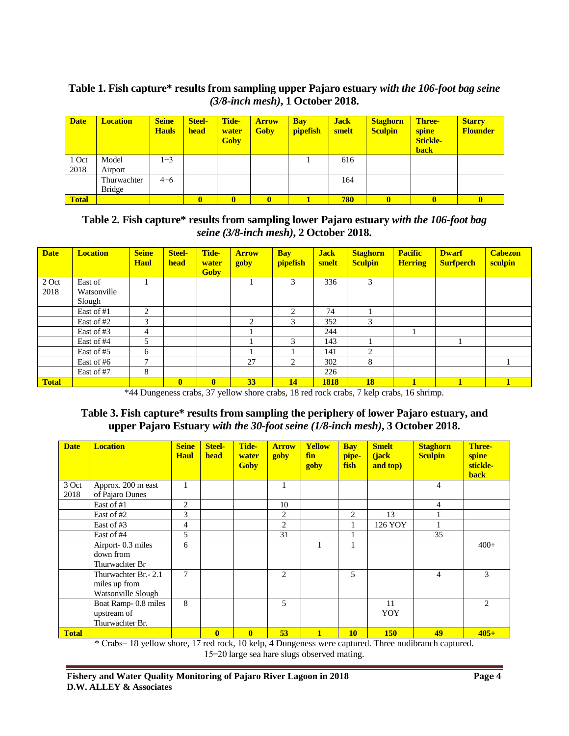**Table 1. Fish capture* results from sampling upper Pajaro estuary *with the 106-foot bag seine (3/8-inch mesh)*, 1 October 2018.**

| Date | Location | Seine Hauls | Steel-head | Tide-water Goby | Arrow Goby | Bay pipefish | Jack smelt | Staghorn Sculpin | Three-spine Stickle-back | Starry Flounder |
|---|---|---|---|---|---|---|---|---|---|---|
| 1 Oct 2018 | Model Airport | 1−3 | | | | 1 | 616 | | | |
| | Thurwachter Bridge | 4−6 | | | | | 164 | | | |
| **Total** | | | **0** | **0** | **0** | **1** | **780** | **0** | **0** | **0** |

**Table 2. Fish capture* results from sampling lower Pajaro estuary *with the 106-foot bag seine (3/8-inch mesh)*, 2 October 2018.**

| Date | Location | Seine Haul | Steel-head | Tide-water Goby | Arrow goby | Bay pipefish | Jack smelt | Staghorn Sculpin | Pacific Herring | Dwarf Surfperch | Cabezon sculpin |
|---|---|---|---|---|---|---|---|---|---|---|---|
| 2 Oct 2018 | East of Watsonville Slough | 1 | | | 1 | 3 | 336 | 3 | | | |
| | East of #1 | 2 | | | | 2 | 74 | 1 | | | |
| | East of #2 | 3 | | | 2 | 3 | 352 | 3 | | | |
| | East of #3 | 4 | | | 1 | | 244 | | 1 | | |
| | East of #4 | 5 | | | 1 | 3 | 143 | 1 | | 1 | |
| | East of #5 | 6 | | | 1 | 1 | 141 | 2 | | | |
| | East of #6 | 7 | | | 27 | 2 | 302 | 8 | | | 1 |
| | East of #7 | 8 | | | | | 226 | | | | |
| **Total** | | | **0** | **0** | **33** | **14** | **1818** | **18** | **1** | **1** | **1** |

*44 Dungeness crabs, 37 yellow shore crabs, 18 red rock crabs, 7 kelp crabs, 16 shrimp.

**Table 3. Fish capture* results from sampling the periphery of lower Pajaro estuary, and upper Pajaro Estuary *with the 30-foot seine (1/8-inch mesh)*, 3 October 2018.**

| Date | Location | Seine Haul | Steel-head | Tide-water Goby | Arrow goby | Yellow fin goby | Bay pipe-fish | Smelt (jack and top) | Staghorn Sculpin | Three-spine stickle-back |
|---|---|---|---|---|---|---|---|---|---|---|
| 3 Oct 2018 | Approx. 200 m east of Pajaro Dunes | 1 | | | 1 | | | | 4 | |
| | East of #1 | 2 | | | 10 | | | | 4 | |
| | East of #2 | 3 | | | 2 | | 2 | 13 | 1 | |
| | East of #3 | 4 | | | 2 | | 1 | 126 YOY | 1 | |
| | East of #4 | 5 | | | 31 | | 1 | | 35 | |
| | Airport- 0.3 miles down from Thurwachter Br | 6 | | | | 1 | 1 | | | 400+ |
| | Thurwachter Br.- 2.1 miles up from Watsonville Slough | 7 | | | 2 | | 5 | | 4 | 3 |
| | Boat Ramp- 0.8 miles upstream of Thurwachter Br. | 8 | | | 5 | | | 11 YOY | | 2 |
| **Total** | | | **0** | **0** | **53** | **1** | **10** | **150** | **49** | **405+** |

* Crabs− 18 yellow shore, 17 red rock, 10 kelp, 4 Dungeness were captured. Three nudibranch captured. 15−20 large sea hare slugs observed mating.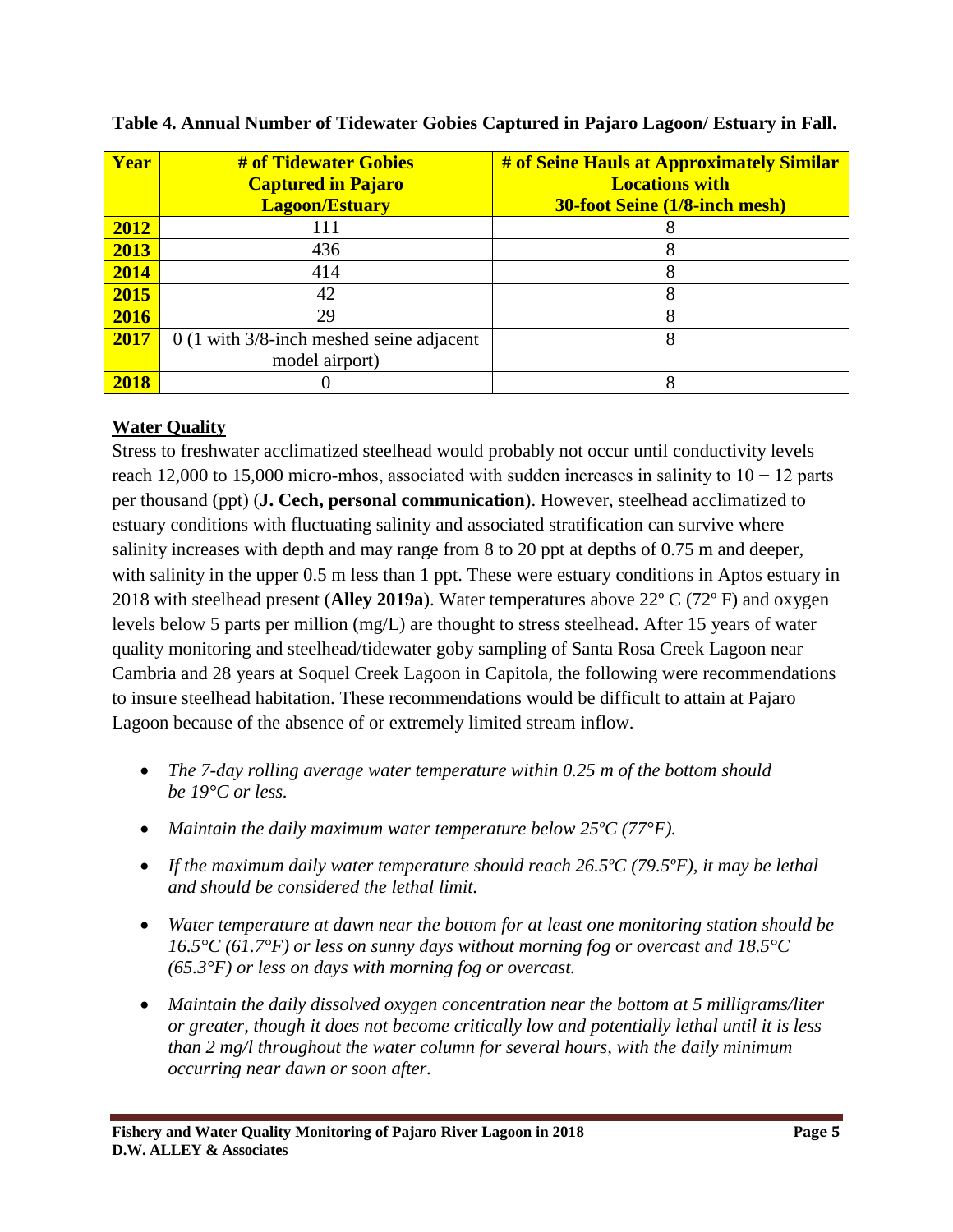**Table 4. Annual Number of Tidewater Gobies Captured in Pajaro Lagoon/ Estuary in Fall.**

| Year | # of Tidewater Gobies Captured in Pajaro Lagoon/Estuary | # of Seine Hauls at Approximately Similar Locations with 30-foot Seine (1/8-inch mesh) |
|---|---|---|
| 2012 | 111 | 8 |
| 2013 | 436 | 8 |
| 2014 | 414 | 8 |
| 2015 | 42 | 8 |
| 2016 | 29 | 8 |
| 2017 | 0 (1 with 3/8-inch meshed seine adjacent model airport) | 8 |
| 2018 | 0 | 8 |

## Water Quality

Stress to freshwater acclimatized steelhead would probably not occur until conductivity levels reach 12,000 to 15,000 micro-mhos, associated with sudden increases in salinity to 10 − 12 parts per thousand (ppt) (**J. Cech, personal communication**). However, steelhead acclimatized to estuary conditions with fluctuating salinity and associated stratification can survive where salinity increases with depth and may range from 8 to 20 ppt at depths of 0.75 m and deeper, with salinity in the upper 0.5 m less than 1 ppt. These were estuary conditions in Aptos estuary in 2018 with steelhead present (**Alley 2019a**). Water temperatures above 22º C (72º F) and oxygen levels below 5 parts per million (mg/L) are thought to stress steelhead. After 15 years of water quality monitoring and steelhead/tidewater goby sampling of Santa Rosa Creek Lagoon near Cambria and 28 years at Soquel Creek Lagoon in Capitola, the following were recommendations to insure steelhead habitation. These recommendations would be difficult to attain at Pajaro Lagoon because of the absence of or extremely limited stream inflow.

- *The 7-day rolling average water temperature within 0.25 m of the bottom should be 19°C or less.*
- *Maintain the daily maximum water temperature below 25ºC (77°F).*
- *If the maximum daily water temperature should reach 26.5ºC (79.5ºF), it may be lethal and should be considered the lethal limit.*
- *Water temperature at dawn near the bottom for at least one monitoring station should be 16.5°C (61.7°F) or less on sunny days without morning fog or overcast and 18.5°C (65.3°F) or less on days with morning fog or overcast.*
- *Maintain the daily dissolved oxygen concentration near the bottom at 5 milligrams/liter or greater, though it does not become critically low and potentially lethal until it is less than 2 mg/l throughout the water column for several hours, with the daily minimum occurring near dawn or soon after.*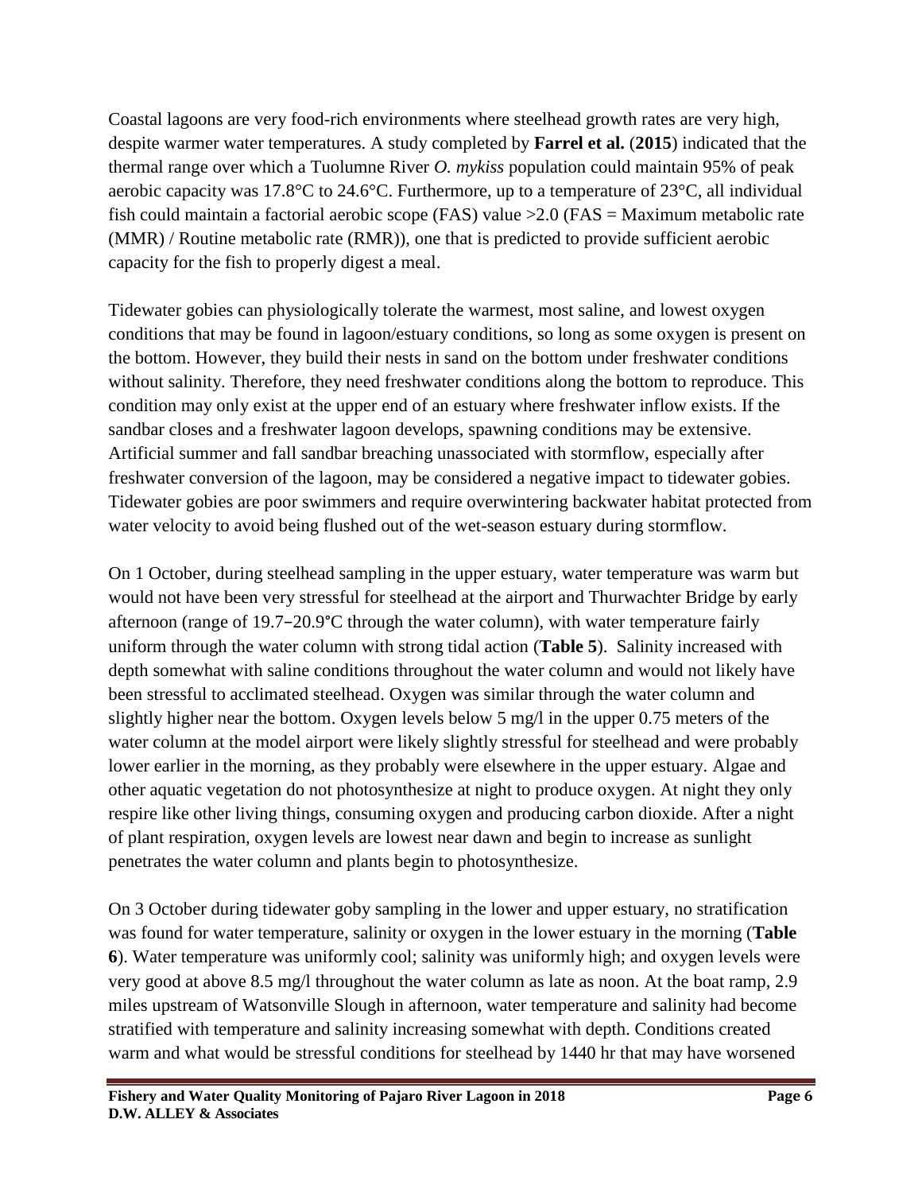Coastal lagoons are very food-rich environments where steelhead growth rates are very high, despite warmer water temperatures. A study completed by **Farrel et al.** (**2015**) indicated that the thermal range over which a Tuolumne River *O. mykiss* population could maintain 95% of peak aerobic capacity was 17.8°C to 24.6°C. Furthermore, up to a temperature of 23°C, all individual fish could maintain a factorial aerobic scope (FAS) value >2.0 (FAS = Maximum metabolic rate (MMR) / Routine metabolic rate (RMR)), one that is predicted to provide sufficient aerobic capacity for the fish to properly digest a meal.

Tidewater gobies can physiologically tolerate the warmest, most saline, and lowest oxygen conditions that may be found in lagoon/estuary conditions, so long as some oxygen is present on the bottom. However, they build their nests in sand on the bottom under freshwater conditions without salinity. Therefore, they need freshwater conditions along the bottom to reproduce. This condition may only exist at the upper end of an estuary where freshwater inflow exists. If the sandbar closes and a freshwater lagoon develops, spawning conditions may be extensive. Artificial summer and fall sandbar breaching unassociated with stormflow, especially after freshwater conversion of the lagoon, may be considered a negative impact to tidewater gobies. Tidewater gobies are poor swimmers and require overwintering backwater habitat protected from water velocity to avoid being flushed out of the wet-season estuary during stormflow.

On 1 October, during steelhead sampling in the upper estuary, water temperature was warm but would not have been very stressful for steelhead at the airport and Thurwachter Bridge by early afternoon (range of 19.7–20.9°C through the water column), with water temperature fairly uniform through the water column with strong tidal action (**Table 5**). Salinity increased with depth somewhat with saline conditions throughout the water column and would not likely have been stressful to acclimated steelhead. Oxygen was similar through the water column and slightly higher near the bottom. Oxygen levels below 5 mg/l in the upper 0.75 meters of the water column at the model airport were likely slightly stressful for steelhead and were probably lower earlier in the morning, as they probably were elsewhere in the upper estuary. Algae and other aquatic vegetation do not photosynthesize at night to produce oxygen. At night they only respire like other living things, consuming oxygen and producing carbon dioxide. After a night of plant respiration, oxygen levels are lowest near dawn and begin to increase as sunlight penetrates the water column and plants begin to photosynthesize.

On 3 October during tidewater goby sampling in the lower and upper estuary, no stratification was found for water temperature, salinity or oxygen in the lower estuary in the morning (**Table 6**). Water temperature was uniformly cool; salinity was uniformly high; and oxygen levels were very good at above 8.5 mg/l throughout the water column as late as noon. At the boat ramp, 2.9 miles upstream of Watsonville Slough in afternoon, water temperature and salinity had become stratified with temperature and salinity increasing somewhat with depth. Conditions created warm and what would be stressful conditions for steelhead by 1440 hr that may have worsened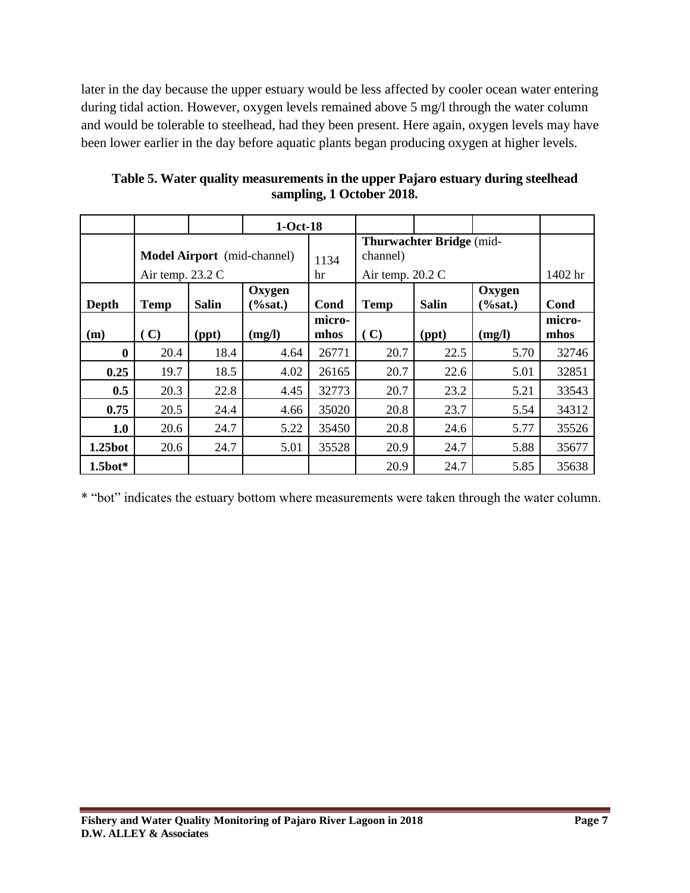later in the day because the upper estuary would be less affected by cooler ocean water entering during tidal action. However, oxygen levels remained above 5 mg/l through the water column and would be tolerable to steelhead, had they been present. Here again, oxygen levels may have been lower earlier in the day before aquatic plants began producing oxygen at higher levels.

**Table 5. Water quality measurements in the upper Pajaro estuary during steelhead sampling, 1 October 2018.**

| | | | 1-Oct-18 | | | | | |
|---|---|---|---|---|---|---|---|---|
| | **Model Airport** (mid-channel) Air temp. 23.2 C | | | 1134 hr | **Thurwachter Bridge** (mid-channel) Air temp. 20.2 C | | | 1402 hr |
| **Depth** | **Temp** | **Salin** | **Oxygen (%sat.)** | **Cond** | **Temp** | **Salin** | **Oxygen (%sat.)** | **Cond** |
| **(m)** | **( C)** | **(ppt)** | **(mg/l)** | **micro-mhos** | **( C)** | **(ppt)** | **(mg/l)** | **micro-mhos** |
| **0** | 20.4 | 18.4 | 4.64 | 26771 | 20.7 | 22.5 | 5.70 | 32746 |
| **0.25** | 19.7 | 18.5 | 4.02 | 26165 | 20.7 | 22.6 | 5.01 | 32851 |
| **0.5** | 20.3 | 22.8 | 4.45 | 32773 | 20.7 | 23.2 | 5.21 | 33543 |
| **0.75** | 20.5 | 24.4 | 4.66 | 35020 | 20.8 | 23.7 | 5.54 | 34312 |
| **1.0** | 20.6 | 24.7 | 5.22 | 35450 | 20.8 | 24.6 | 5.77 | 35526 |
| **1.25bot** | 20.6 | 24.7 | 5.01 | 35528 | 20.9 | 24.7 | 5.88 | 35677 |
| **1.5bot*** | | | | | 20.9 | 24.7 | 5.85 | 35638 |

* "bot" indicates the estuary bottom where measurements were taken through the water column.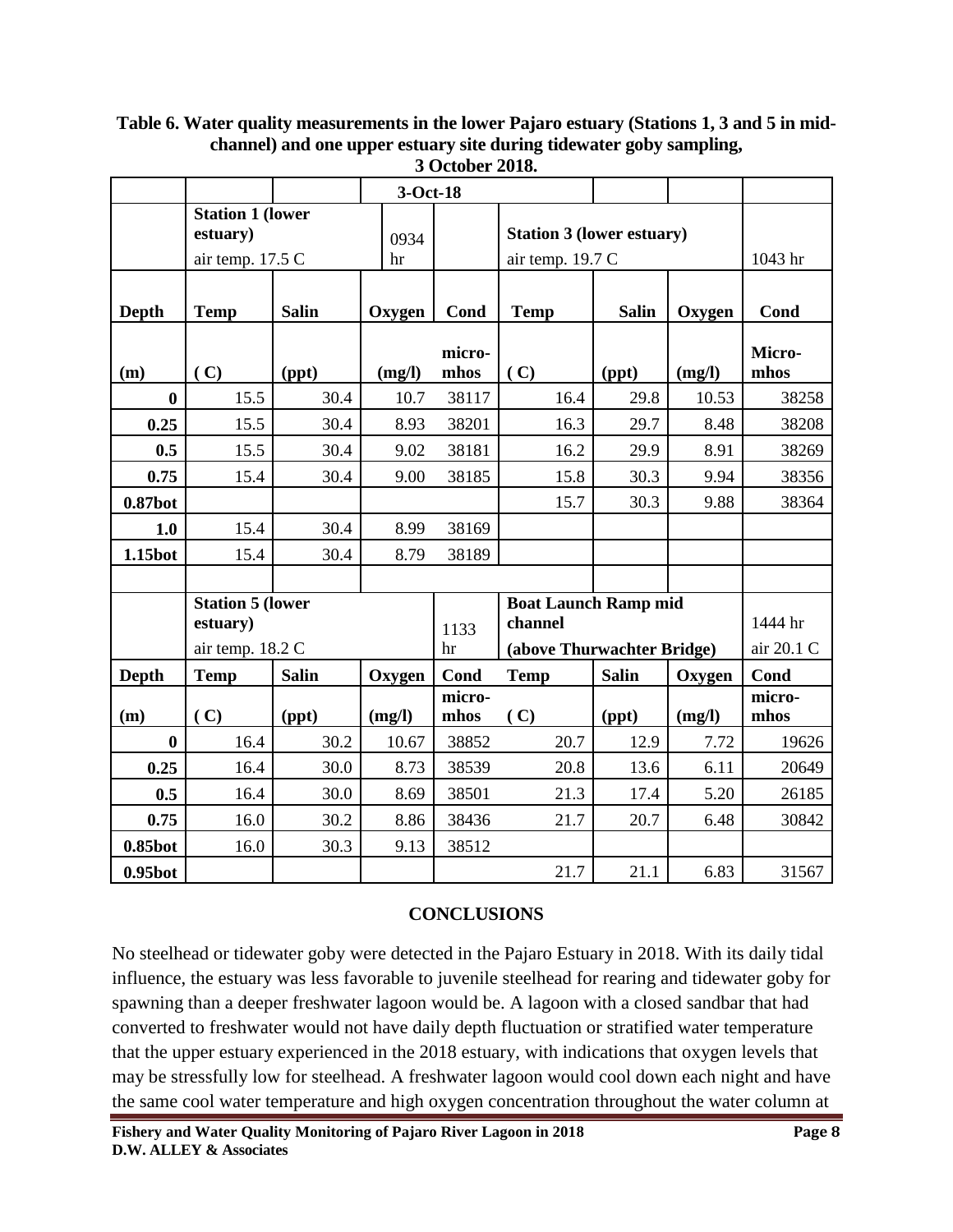**Table 6. Water quality measurements in the lower Pajaro estuary (Stations 1, 3 and 5 in mid-channel) and one upper estuary site during tidewater goby sampling, 3 October 2018.**

| | | | 3-Oct-18 | | | | | |
|---|---|---|---|---|---|---|---|---|
| | Station 1 (lower estuary) air temp. 17.5 C | | 0934 hr | | Station 3 (lower estuary) air temp. 19.7 C | | | 1043 hr |
| **Depth** | **Temp** | **Salin** | **Oxygen** | **Cond** | **Temp** | **Salin** | **Oxygen** | **Cond** |
| **(m)** | **( C)** | **(ppt)** | **(mg/l)** | **micro-mhos** | **( C)** | **(ppt)** | **(mg/l)** | **Micro-mhos** |
| **0** | 15.5 | 30.4 | 10.7 | 38117 | 16.4 | 29.8 | 10.53 | 38258 |
| **0.25** | 15.5 | 30.4 | 8.93 | 38201 | 16.3 | 29.7 | 8.48 | 38208 |
| **0.5** | 15.5 | 30.4 | 9.02 | 38181 | 16.2 | 29.9 | 8.91 | 38269 |
| **0.75** | 15.4 | 30.4 | 9.00 | 38185 | 15.8 | 30.3 | 9.94 | 38356 |
| **0.87bot** | | | | | 15.7 | 30.3 | 9.88 | 38364 |
| **1.0** | 15.4 | 30.4 | 8.99 | 38169 | | | | |
| **1.15bot** | 15.4 | 30.4 | 8.79 | 38189 | | | | |
| | | | | | | | | |
| | Station 5 (lower estuary) air temp. 18.2 C | | | 1133 hr | Boat Launch Ramp mid channel (above Thurwachter Bridge) | | | 1444 hr air 20.1 C |
| **Depth** | **Temp** | **Salin** | **Oxygen** | **Cond** | **Temp** | **Salin** | **Oxygen** | **Cond** |
| **(m)** | **( C)** | **(ppt)** | **(mg/l)** | **micro-mhos** | **( C)** | **(ppt)** | **(mg/l)** | **micro-mhos** |
| **0** | 16.4 | 30.2 | 10.67 | 38852 | 20.7 | 12.9 | 7.72 | 19626 |
| **0.25** | 16.4 | 30.0 | 8.73 | 38539 | 20.8 | 13.6 | 6.11 | 20649 |
| **0.5** | 16.4 | 30.0 | 8.69 | 38501 | 21.3 | 17.4 | 5.20 | 26185 |
| **0.75** | 16.0 | 30.2 | 8.86 | 38436 | 21.7 | 20.7 | 6.48 | 30842 |
| **0.85bot** | 16.0 | 30.3 | 9.13 | 38512 | | | | |
| **0.95bot** | | | | | 21.7 | 21.1 | 6.83 | 31567 |

## CONCLUSIONS

No steelhead or tidewater goby were detected in the Pajaro Estuary in 2018. With its daily tidal influence, the estuary was less favorable to juvenile steelhead for rearing and tidewater goby for spawning than a deeper freshwater lagoon would be. A lagoon with a closed sandbar that had converted to freshwater would not have daily depth fluctuation or stratified water temperature that the upper estuary experienced in the 2018 estuary, with indications that oxygen levels that may be stressfully low for steelhead. A freshwater lagoon would cool down each night and have the same cool water temperature and high oxygen concentration throughout the water column at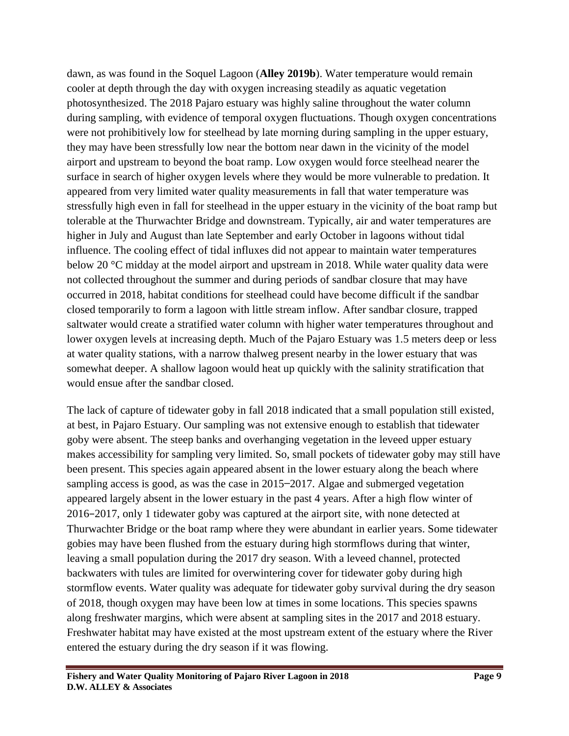dawn, as was found in the Soquel Lagoon (**Alley 2019b**). Water temperature would remain cooler at depth through the day with oxygen increasing steadily as aquatic vegetation photosynthesized. The 2018 Pajaro estuary was highly saline throughout the water column during sampling, with evidence of temporal oxygen fluctuations. Though oxygen concentrations were not prohibitively low for steelhead by late morning during sampling in the upper estuary, they may have been stressfully low near the bottom near dawn in the vicinity of the model airport and upstream to beyond the boat ramp. Low oxygen would force steelhead nearer the surface in search of higher oxygen levels where they would be more vulnerable to predation. It appeared from very limited water quality measurements in fall that water temperature was stressfully high even in fall for steelhead in the upper estuary in the vicinity of the boat ramp but tolerable at the Thurwachter Bridge and downstream. Typically, air and water temperatures are higher in July and August than late September and early October in lagoons without tidal influence. The cooling effect of tidal influxes did not appear to maintain water temperatures below 20 °C midday at the model airport and upstream in 2018. While water quality data were not collected throughout the summer and during periods of sandbar closure that may have occurred in 2018, habitat conditions for steelhead could have become difficult if the sandbar closed temporarily to form a lagoon with little stream inflow. After sandbar closure, trapped saltwater would create a stratified water column with higher water temperatures throughout and lower oxygen levels at increasing depth. Much of the Pajaro Estuary was 1.5 meters deep or less at water quality stations, with a narrow thalweg present nearby in the lower estuary that was somewhat deeper. A shallow lagoon would heat up quickly with the salinity stratification that would ensue after the sandbar closed.

The lack of capture of tidewater goby in fall 2018 indicated that a small population still existed, at best, in Pajaro Estuary. Our sampling was not extensive enough to establish that tidewater goby were absent. The steep banks and overhanging vegetation in the leveed upper estuary makes accessibility for sampling very limited. So, small pockets of tidewater goby may still have been present. This species again appeared absent in the lower estuary along the beach where sampling access is good, as was the case in 2015–2017. Algae and submerged vegetation appeared largely absent in the lower estuary in the past 4 years. After a high flow winter of 2016–2017, only 1 tidewater goby was captured at the airport site, with none detected at Thurwachter Bridge or the boat ramp where they were abundant in earlier years. Some tidewater gobies may have been flushed from the estuary during high stormflows during that winter, leaving a small population during the 2017 dry season. With a leveed channel, protected backwaters with tules are limited for overwintering cover for tidewater goby during high stormflow events. Water quality was adequate for tidewater goby survival during the dry season of 2018, though oxygen may have been low at times in some locations. This species spawns along freshwater margins, which were absent at sampling sites in the 2017 and 2018 estuary. Freshwater habitat may have existed at the most upstream extent of the estuary where the River entered the estuary during the dry season if it was flowing.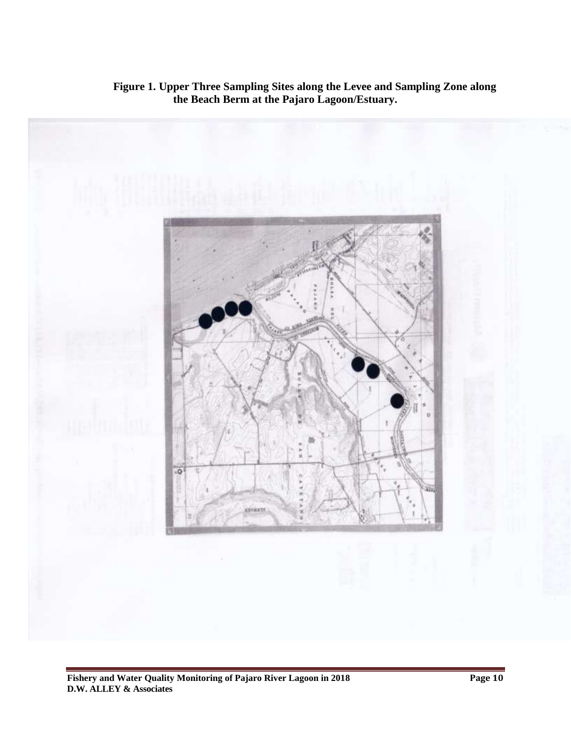**Figure 1. Upper Three Sampling Sites along the Levee and Sampling Zone along the Beach Berm at the Pajaro Lagoon/Estuary.**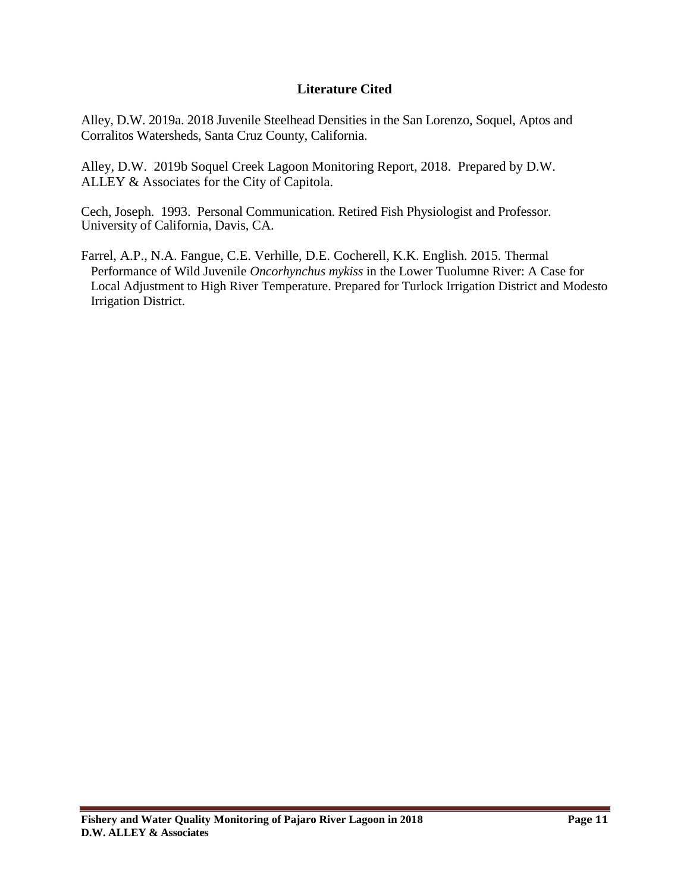## Literature Cited

Alley, D.W. 2019a. 2018 Juvenile Steelhead Densities in the San Lorenzo, Soquel, Aptos and Corralitos Watersheds, Santa Cruz County, California.

Alley, D.W. 2019b Soquel Creek Lagoon Monitoring Report, 2018. Prepared by D.W. ALLEY & Associates for the City of Capitola.

Cech, Joseph. 1993. Personal Communication. Retired Fish Physiologist and Professor. University of California, Davis, CA.

Farrel, A.P., N.A. Fangue, C.E. Verhille, D.E. Cocherell, K.K. English. 2015. Thermal Performance of Wild Juvenile *Oncorhynchus mykiss* in the Lower Tuolumne River: A Case for Local Adjustment to High River Temperature. Prepared for Turlock Irrigation District and Modesto Irrigation District.